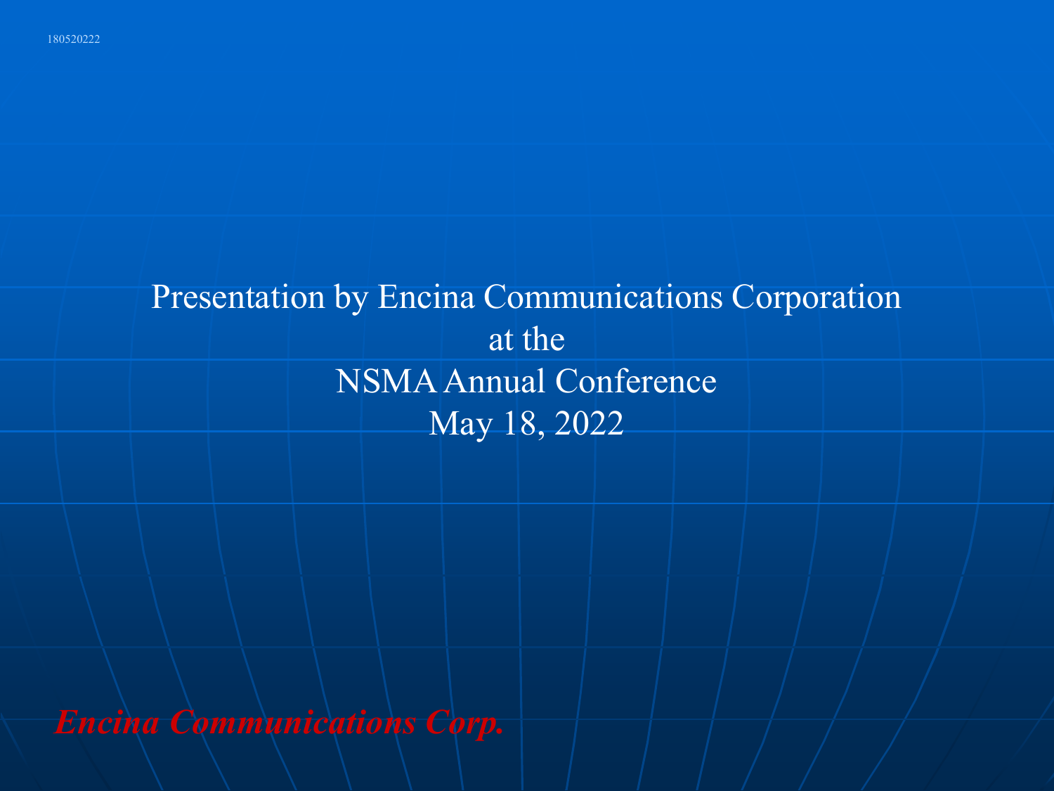180520222

# Presentation by Encina Communications Corporation
# at the
# NSMA Annual Conference
# May 18, 2022

***Encina Communications Corp.***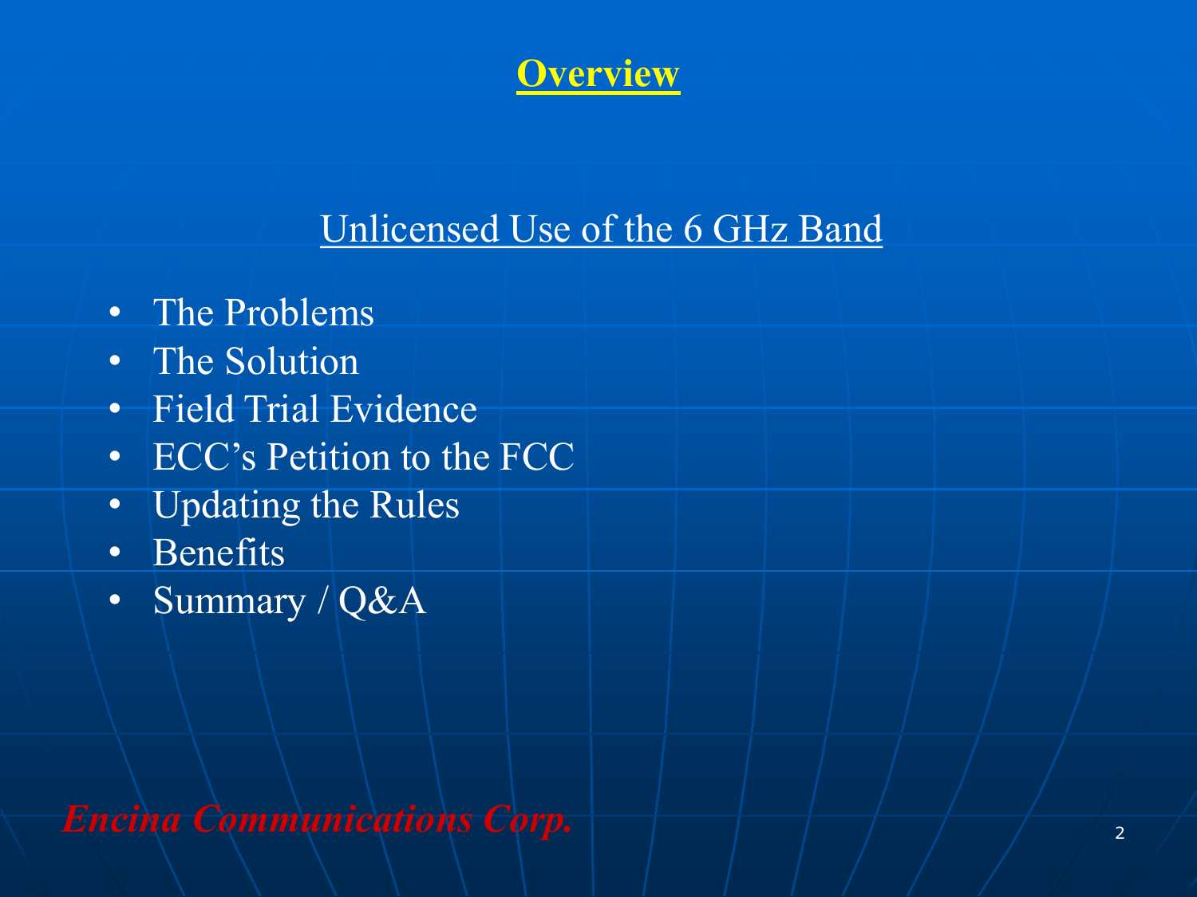# Overview

## Unlicensed Use of the 6 GHz Band

- The Problems
- The Solution
- Field Trial Evidence
- ECC's Petition to the FCC
- Updating the Rules
- Benefits
- Summary / Q&A

***Encina Communications Corp.***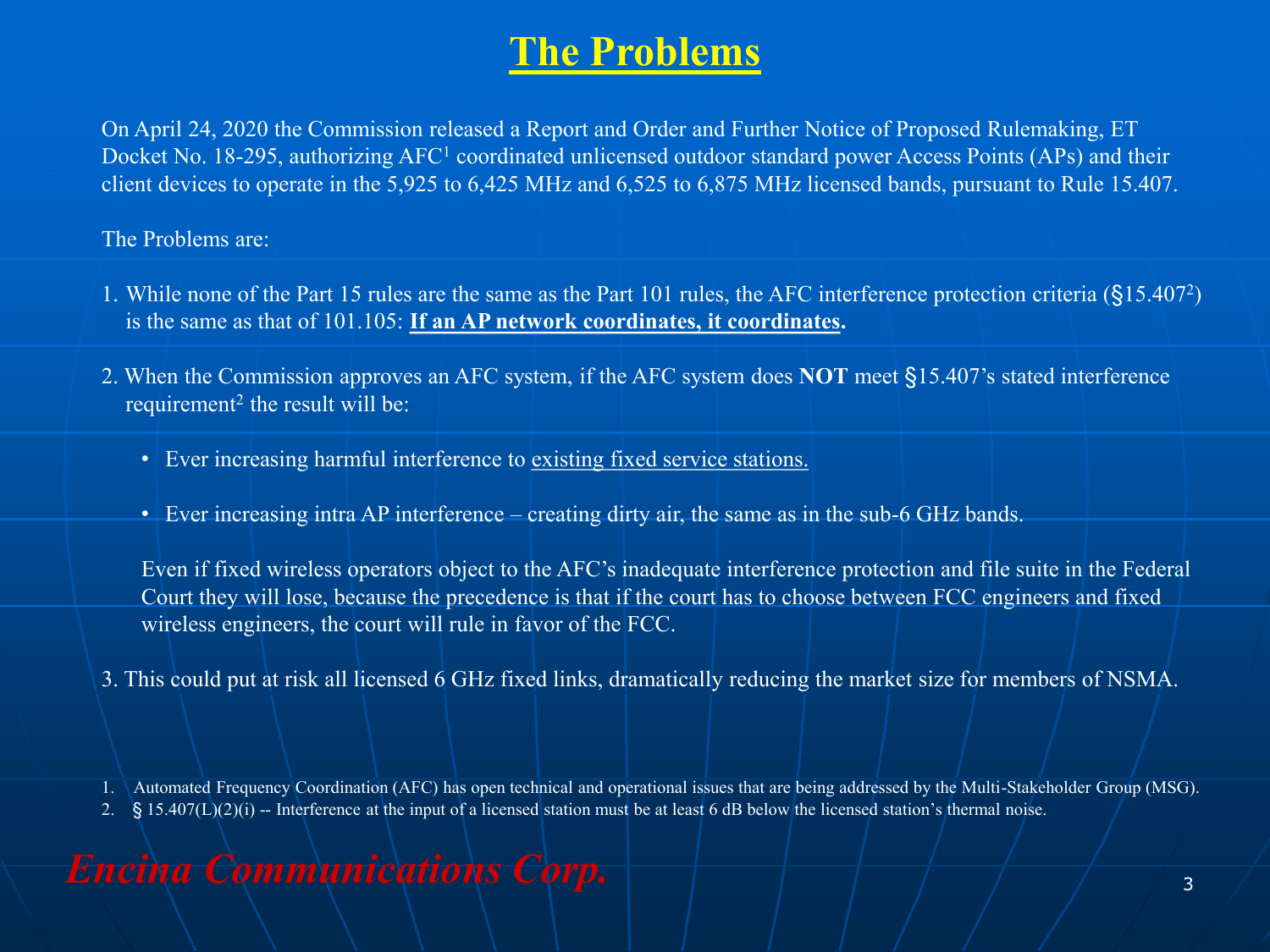# The Problems

On April 24, 2020 the Commission released a Report and Order and Further Notice of Proposed Rulemaking, ET Docket No. 18-295, authorizing AFC[1] coordinated unlicensed outdoor standard power Access Points (APs) and their client devices to operate in the 5,925 to 6,425 MHz and 6,525 to 6,875 MHz licensed bands, pursuant to Rule 15.407.

The Problems are:

1. While none of the Part 15 rules are the same as the Part 101 rules, the AFC interference protection criteria (§15.407[2]) is the same as that of 101.105: **If an AP network coordinates, it coordinates.**

2. When the Commission approves an AFC system, if the AFC system does **NOT** meet §15.407's stated interference requirement[2] the result will be:

   - Ever increasing harmful interference to existing fixed service stations.
   - Ever increasing intra AP interference – creating dirty air, the same as in the sub-6 GHz bands.

   Even if fixed wireless operators object to the AFC's inadequate interference protection and file suite in the Federal Court they will lose, because the precedence is that if the court has to choose between FCC engineers and fixed wireless engineers, the court will rule in favor of the FCC.

3. This could put at risk all licensed 6 GHz fixed links, dramatically reducing the market size for members of NSMA.

1. Automated Frequency Coordination (AFC) has open technical and operational issues that are being addressed by the Multi-Stakeholder Group (MSG).
2. § 15.407(L)(2)(i) -- Interference at the input of a licensed station must be at least 6 dB below the licensed station's thermal noise.

*Encina Communications Corp.*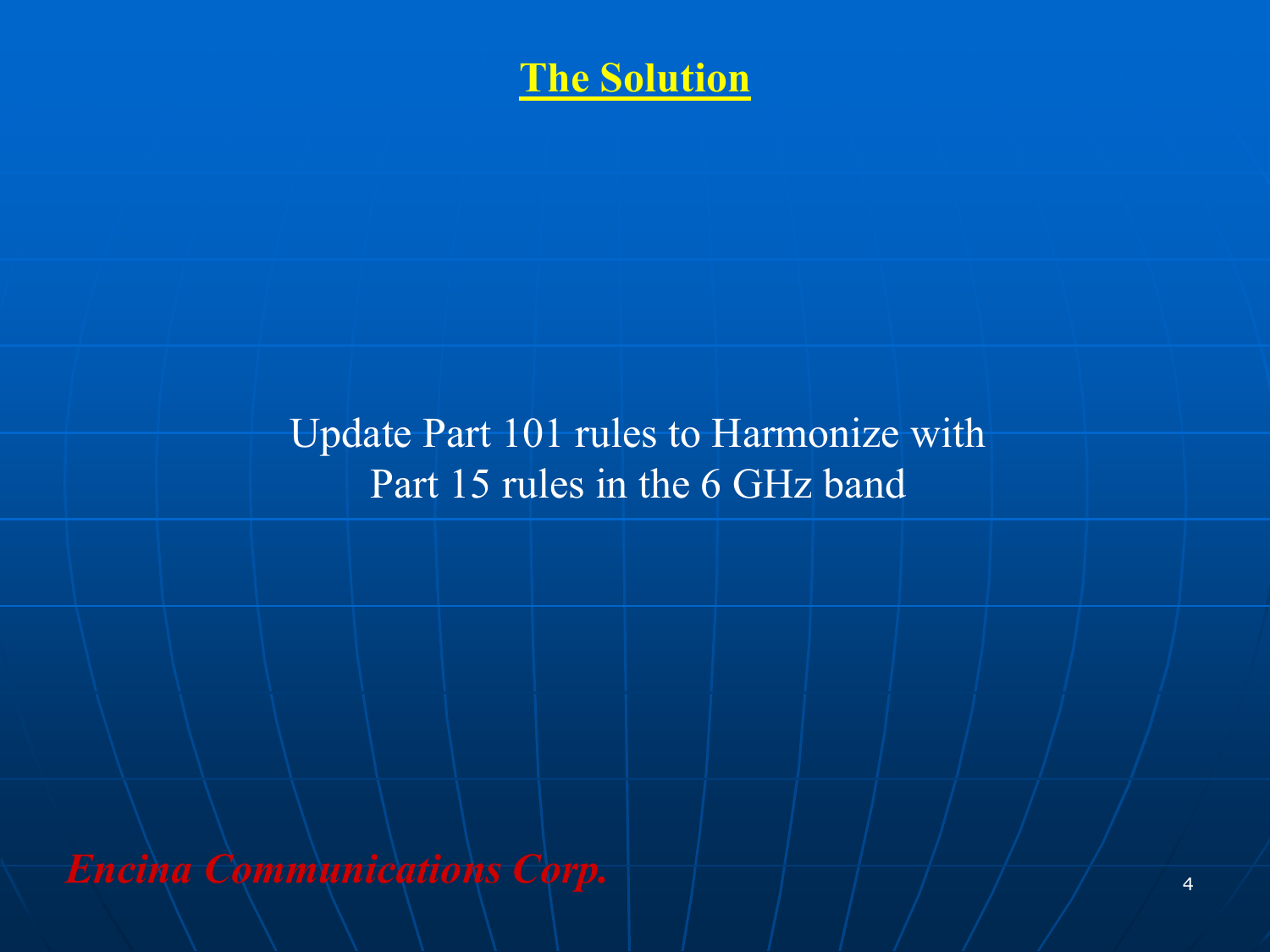# The Solution

Update Part 101 rules to Harmonize with Part 15 rules in the 6 GHz band

*Encina Communications Corp.*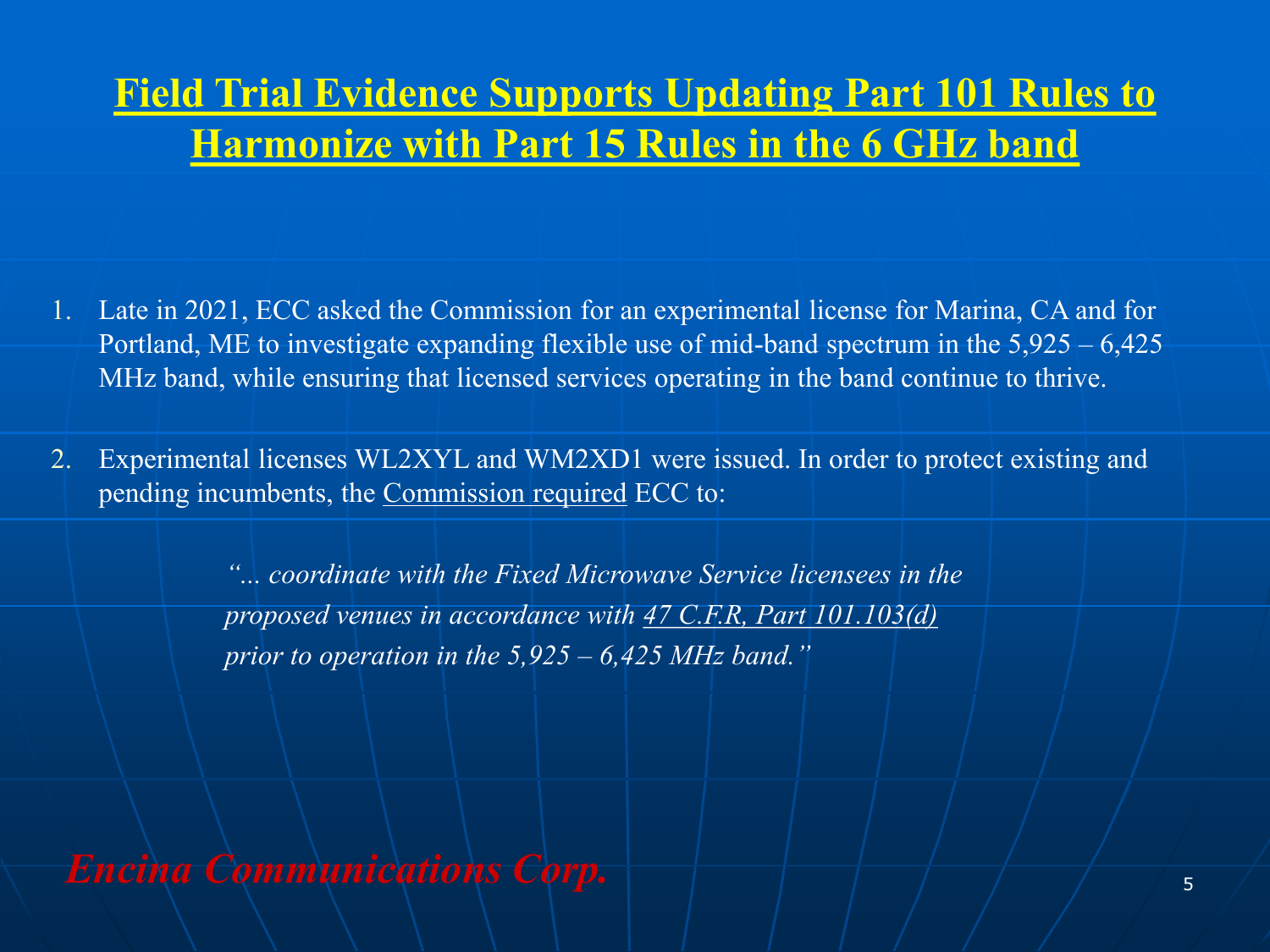# Field Trial Evidence Supports Updating Part 101 Rules to Harmonize with Part 15 Rules in the 6 GHz band

1. Late in 2021, ECC asked the Commission for an experimental license for Marina, CA and for Portland, ME to investigate expanding flexible use of mid-band spectrum in the 5,925 – 6,425 MHz band, while ensuring that licensed services operating in the band continue to thrive.

2. Experimental licenses WL2XYL and WM2XD1 were issued. In order to protect existing and pending incumbents, the Commission required ECC to:

> *"... coordinate with the Fixed Microwave Service licensees in the proposed venues in accordance with 47 C.F.R, Part 101.103(d) prior to operation in the 5,925 – 6,425 MHz band."*

***Encina Communications Corp.***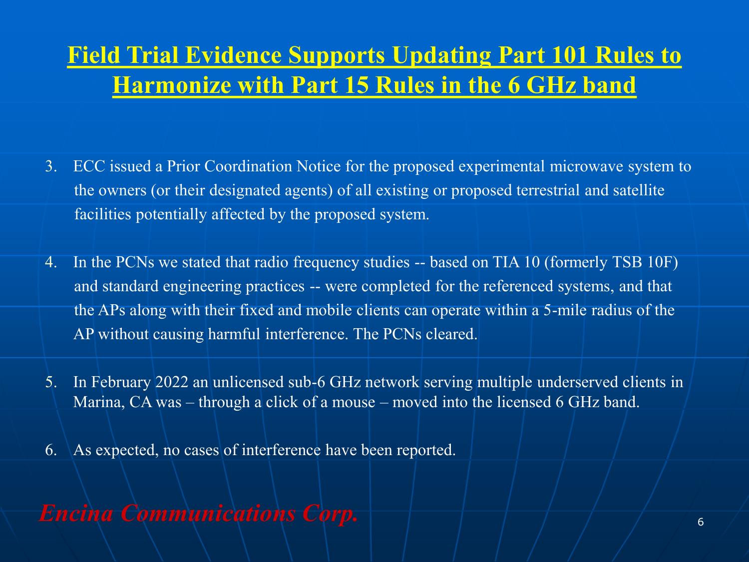# Field Trial Evidence Supports Updating Part 101 Rules to Harmonize with Part 15 Rules in the 6 GHz band

3. ECC issued a Prior Coordination Notice for the proposed experimental microwave system to the owners (or their designated agents) of all existing or proposed terrestrial and satellite facilities potentially affected by the proposed system.

4. In the PCNs we stated that radio frequency studies -- based on TIA 10 (formerly TSB 10F) and standard engineering practices -- were completed for the referenced systems, and that the APs along with their fixed and mobile clients can operate within a 5-mile radius of the AP without causing harmful interference. The PCNs cleared.

5. In February 2022 an unlicensed sub-6 GHz network serving multiple underserved clients in Marina, CA was – through a click of a mouse – moved into the licensed 6 GHz band.

6. As expected, no cases of interference have been reported.

*Encina Communications Corp.*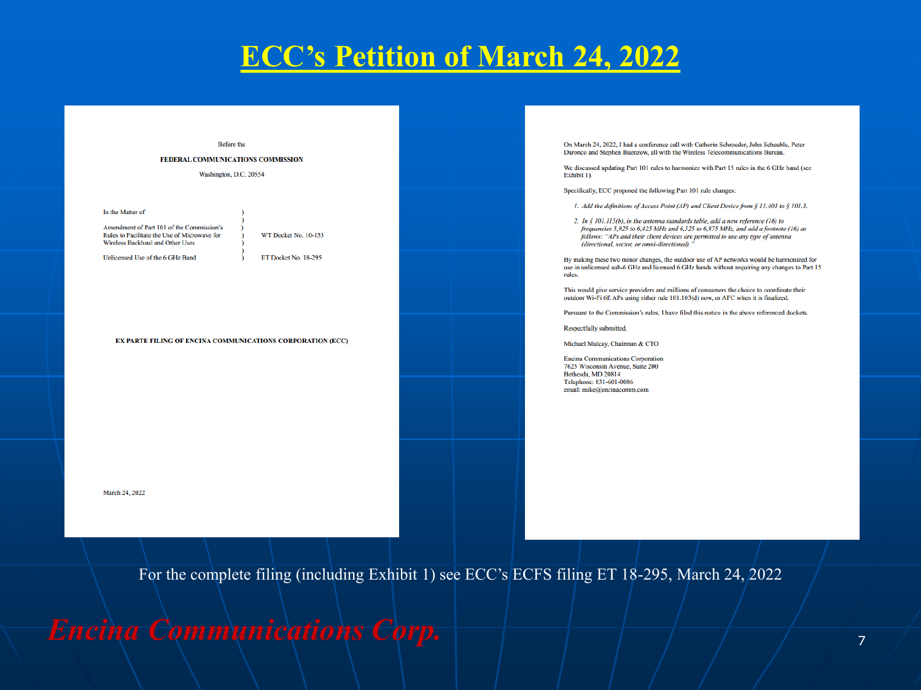# ECC's Petition of March 24, 2022

Before the

**FEDERAL COMMUNICATIONS COMMISSION**

Washington, D.C. 20554

| | | |
|---|---|---|
| In the Matter of | ) | |
| | ) | |
| Amendment of Part 101 of the Commission's Rules to Facilitate the Use of Microwave for Wireless Backhaul and Other Uses | ) | WT Docket No. 10-153 |
| | ) | |
| Unlicensed Use of the 6 GHz Band | ) | ET Docket No. 18-295 |

**EX PARTE FILING OF ENCINA COMMUNICATIONS CORPORATION (ECC)**

March 24, 2022

On March 24, 2022, I had a conference call with Catherin Schroeder, John Schauble, Peter Daronco and Stephen Buenzow, all with the Wireless Telecommunications Bureau.

We discussed updating Part 101 rules to harmonize with Part 15 rules in the 6 GHz band (see Exhibit 1).

Specifically, ECC proposed the following Part 101 rule changes:

1. *Add the definitions of Access Point (AP) and Client Device from § 15.403 to § 101.3.*
2. *In § 101.115(b), in the antenna standards table, add a new reference (16) to frequencies 5,925 to 6,425 MHz and 6,525 to 6,875 MHz, and add a footnote (16) as follows: "APs and their client devices are permitted to use any type of antenna (directional, sector, or omni-directional)."*

By making these two minor changes, the outdoor use of AP networks would be harmonized for use in unlicensed sub-6 GHz and licensed 6 GHz bands without requiring any changes to Part 15 rules.

This would give service providers and millions of consumers the choice to coordinate their outdoor Wi-Fi 6E APs using either rule 101.103(d) now, or AFC when it is finalized.

Pursuant to the Commission's rules, I have filed this notice in the above referenced dockets.

Respectfully submitted.

Michael Mulcay, Chairman & CTO

Encina Communications Corporation
7625 Wisconsin Avenue, Suite 200
Bethesda, MD 20814
Telephone: 831-601-0086
email: mike@encinacomm.com

For the complete filing (including Exhibit 1) see ECC's ECFS filing ET 18-295, March 24, 2022

*Encina Communications Corp.*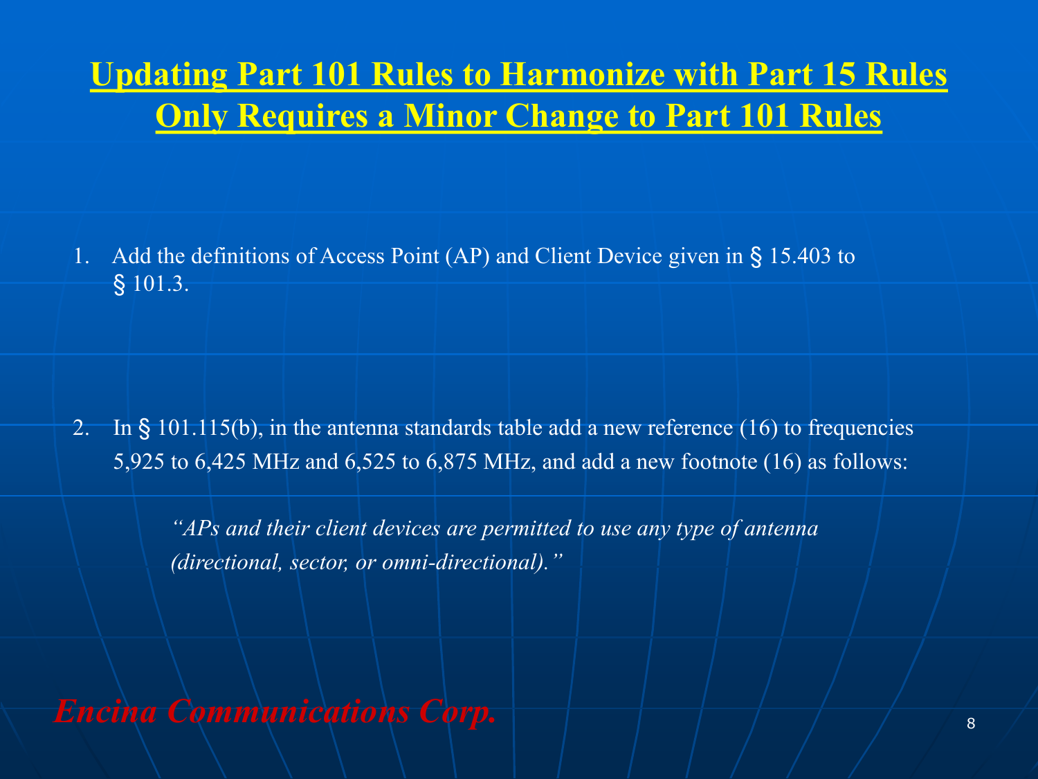# Updating Part 101 Rules to Harmonize with Part 15 Rules Only Requires a Minor Change to Part 101 Rules

1. Add the definitions of Access Point (AP) and Client Device given in § 15.403 to § 101.3.

2. In § 101.115(b), in the antenna standards table add a new reference (16) to frequencies 5,925 to 6,425 MHz and 6,525 to 6,875 MHz, and add a new footnote (16) as follows:

   *"APs and their client devices are permitted to use any type of antenna (directional, sector, or omni-directional)."*

***Encina Communications Corp.***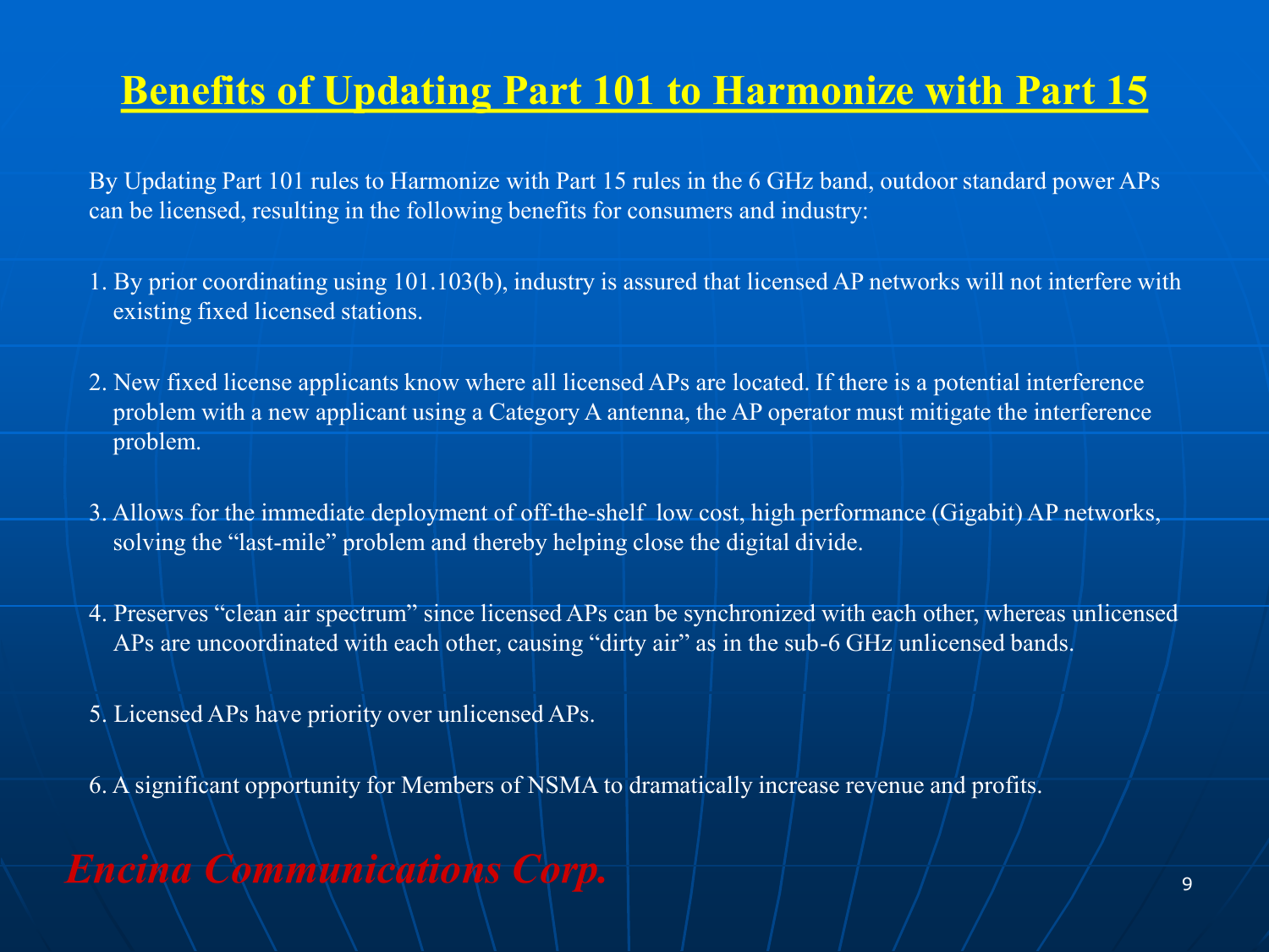# Benefits of Updating Part 101 to Harmonize with Part 15

By Updating Part 101 rules to Harmonize with Part 15 rules in the 6 GHz band, outdoor standard power APs can be licensed, resulting in the following benefits for consumers and industry:

1. By prior coordinating using 101.103(b), industry is assured that licensed AP networks will not interfere with existing fixed licensed stations.

2. New fixed license applicants know where all licensed APs are located. If there is a potential interference problem with a new applicant using a Category A antenna, the AP operator must mitigate the interference problem.

3. Allows for the immediate deployment of off-the-shelf low cost, high performance (Gigabit) AP networks, solving the "last-mile" problem and thereby helping close the digital divide.

4. Preserves "clean air spectrum" since licensed APs can be synchronized with each other, whereas unlicensed APs are uncoordinated with each other, causing "dirty air" as in the sub-6 GHz unlicensed bands.

5. Licensed APs have priority over unlicensed APs.

6. A significant opportunity for Members of NSMA to dramatically increase revenue and profits.

*Encina Communications Corp.*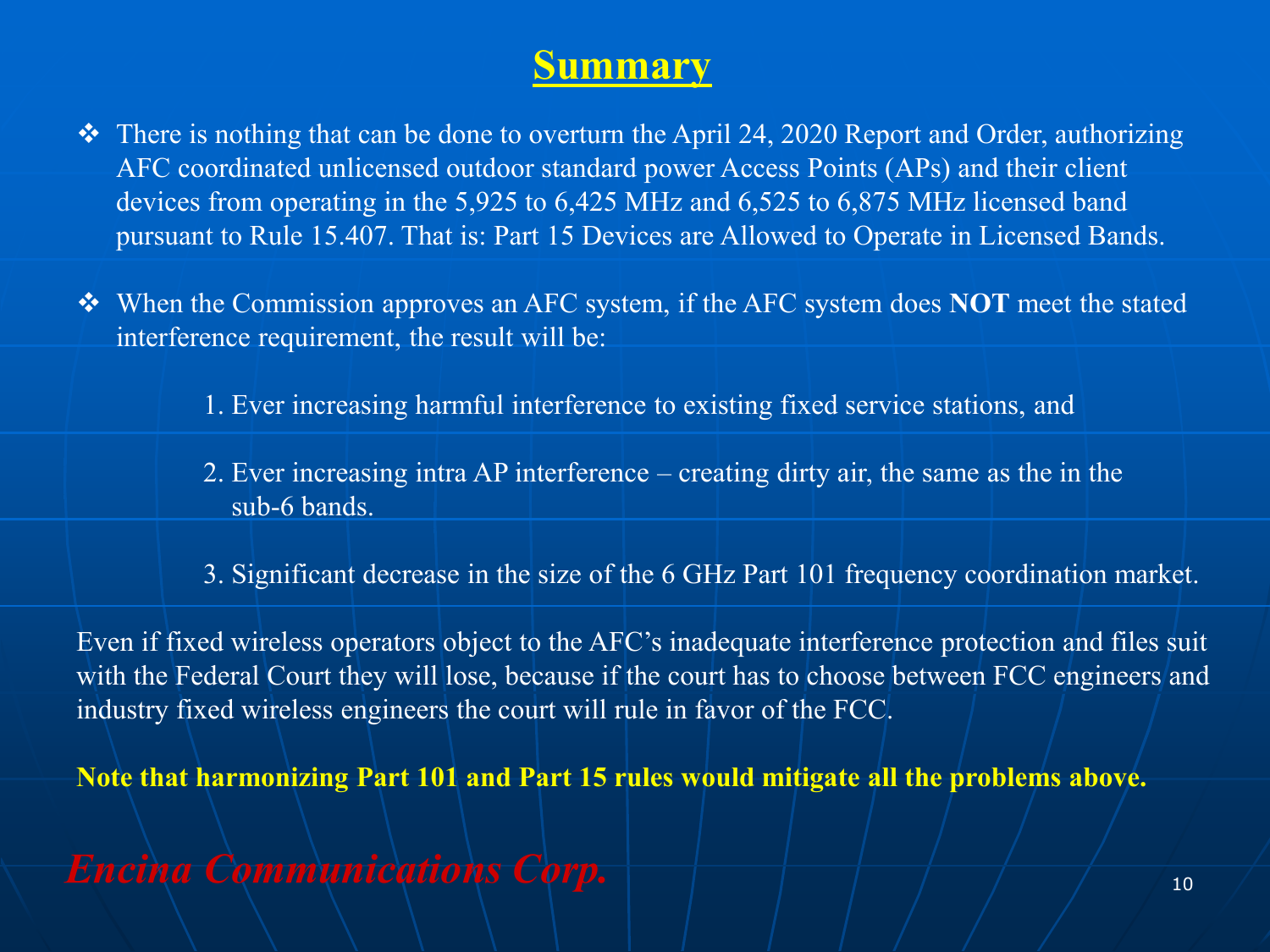# Summary

- There is nothing that can be done to overturn the April 24, 2020 Report and Order, authorizing AFC coordinated unlicensed outdoor standard power Access Points (APs) and their client devices from operating in the 5,925 to 6,425 MHz and 6,525 to 6,875 MHz licensed band pursuant to Rule 15.407. That is: Part 15 Devices are Allowed to Operate in Licensed Bands.

- When the Commission approves an AFC system, if the AFC system does **NOT** meet the stated interference requirement, the result will be:

  1. Ever increasing harmful interference to existing fixed service stations, and
  2. Ever increasing intra AP interference – creating dirty air, the same as the in the sub-6 bands.
  3. Significant decrease in the size of the 6 GHz Part 101 frequency coordination market.

Even if fixed wireless operators object to the AFC's inadequate interference protection and files suit with the Federal Court they will lose, because if the court has to choose between FCC engineers and industry fixed wireless engineers the court will rule in favor of the FCC.

**Note that harmonizing Part 101 and Part 15 rules would mitigate all the problems above.**

***Encina Communications Corp.***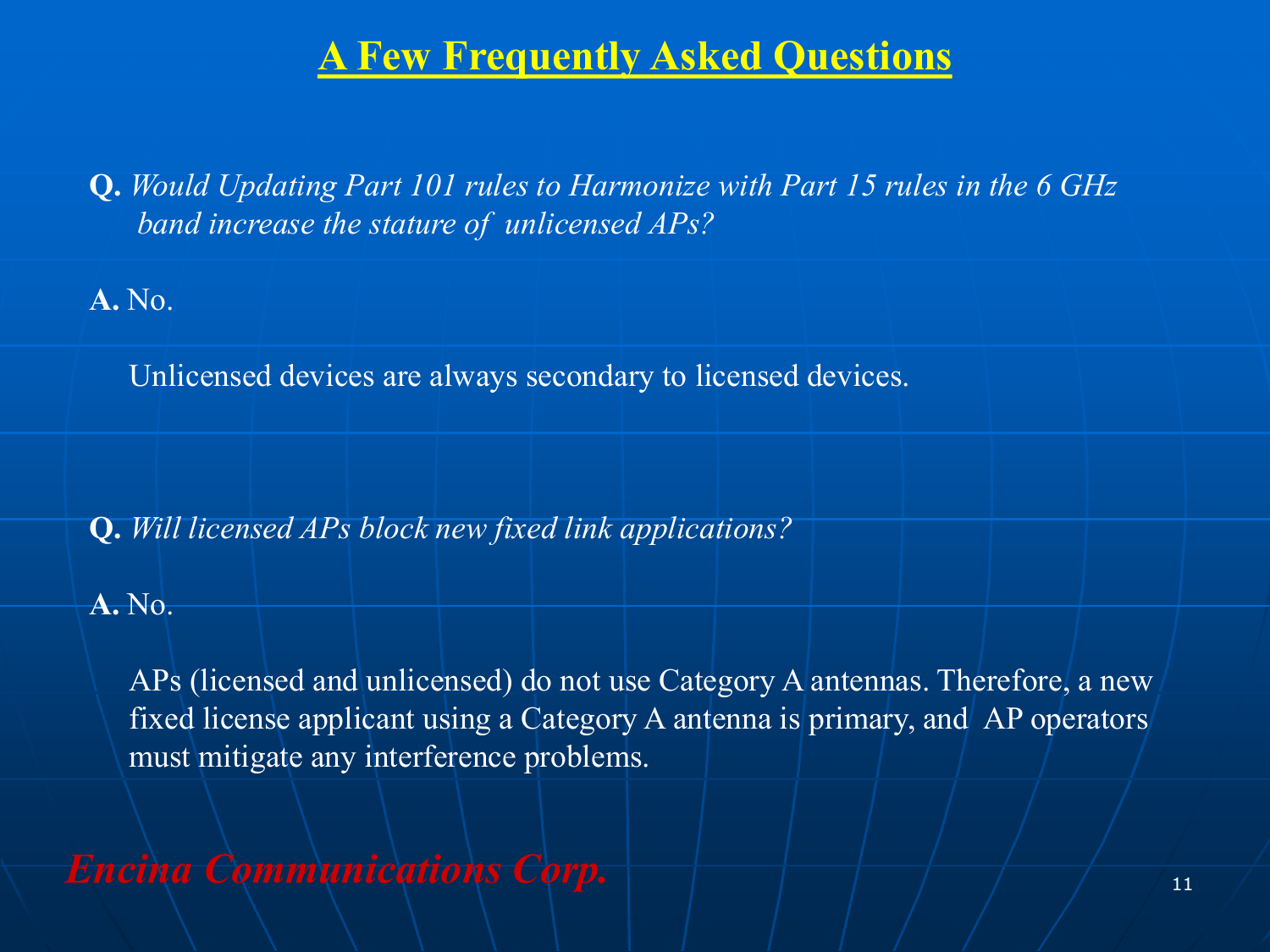# A Few Frequently Asked Questions

**Q.** *Would Updating Part 101 rules to Harmonize with Part 15 rules in the 6 GHz band increase the stature of unlicensed APs?*

**A.** No.

Unlicensed devices are always secondary to licensed devices.

**Q.** *Will licensed APs block new fixed link applications?*

**A.** No.

APs (licensed and unlicensed) do not use Category A antennas. Therefore, a new fixed license applicant using a Category A antenna is primary, and AP operators must mitigate any interference problems.

***Encina Communications Corp.***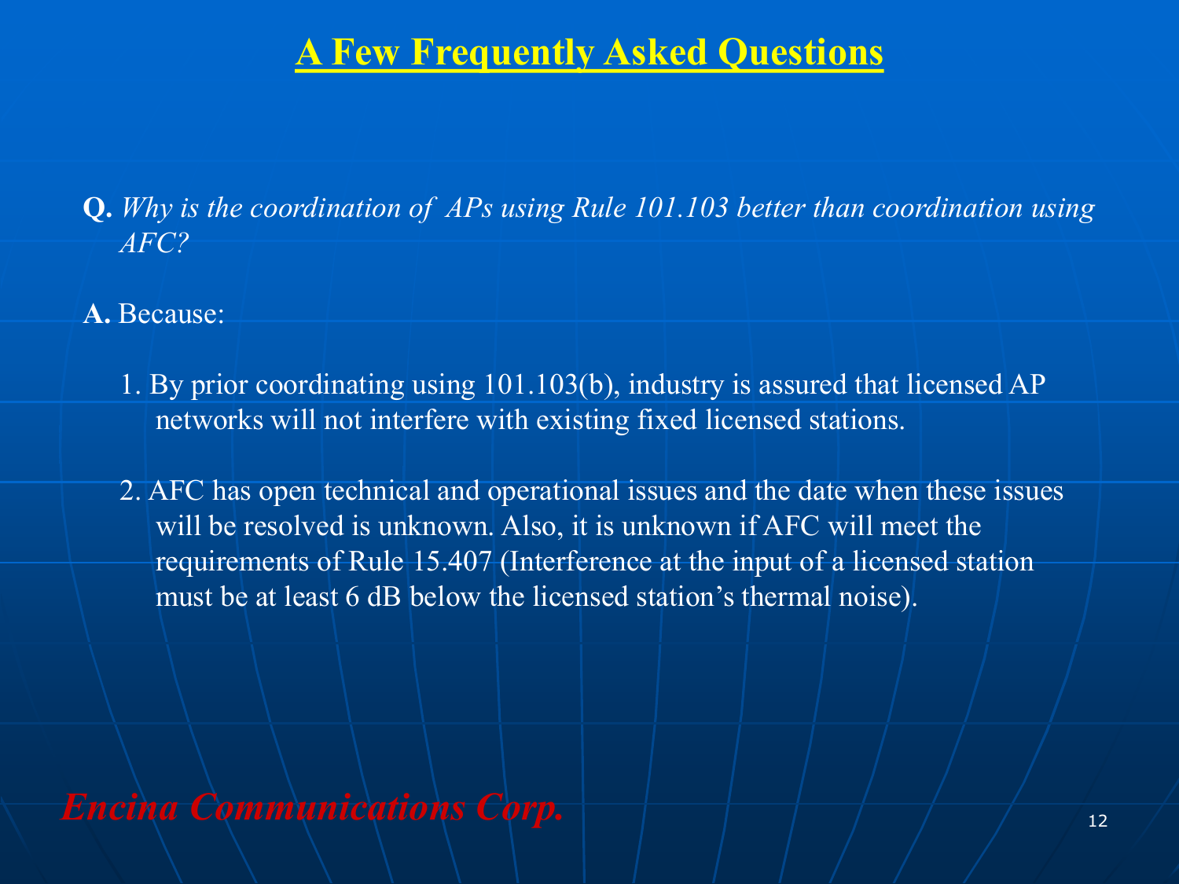# A Few Frequently Asked Questions

**Q.** *Why is the coordination of APs using Rule 101.103 better than coordination using AFC?*

**A.** Because:

1. By prior coordinating using 101.103(b), industry is assured that licensed AP networks will not interfere with existing fixed licensed stations.

2. AFC has open technical and operational issues and the date when these issues will be resolved is unknown. Also, it is unknown if AFC will meet the requirements of Rule 15.407 (Interference at the input of a licensed station must be at least 6 dB below the licensed station's thermal noise).

*Encina Communications Corp.*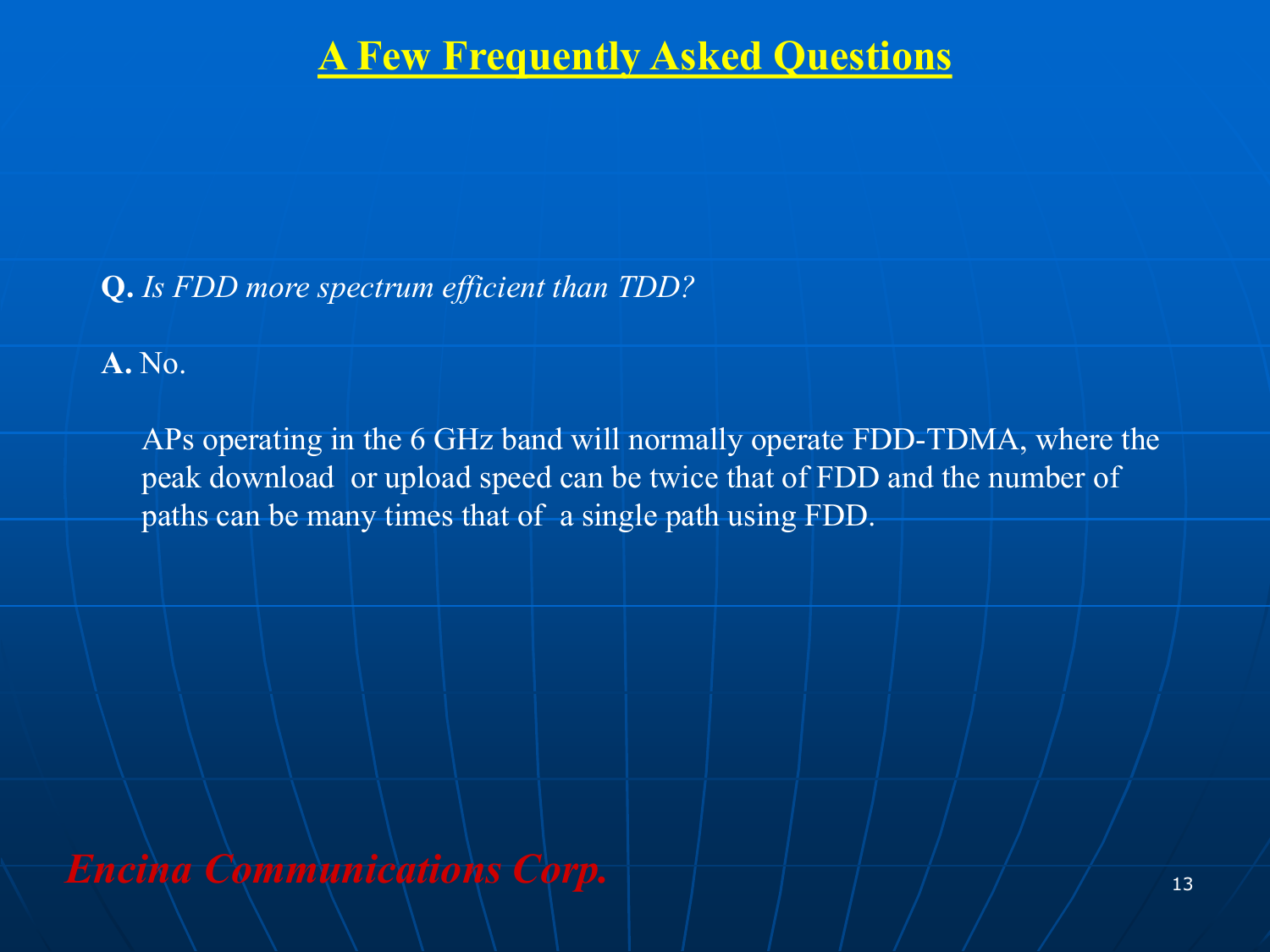# A Few Frequently Asked Questions

**Q.** *Is FDD more spectrum efficient than TDD?*

**A.** No.

APs operating in the 6 GHz band will normally operate FDD-TDMA, where the peak download or upload speed can be twice that of FDD and the number of paths can be many times that of a single path using FDD.

*Encina Communications Corp.*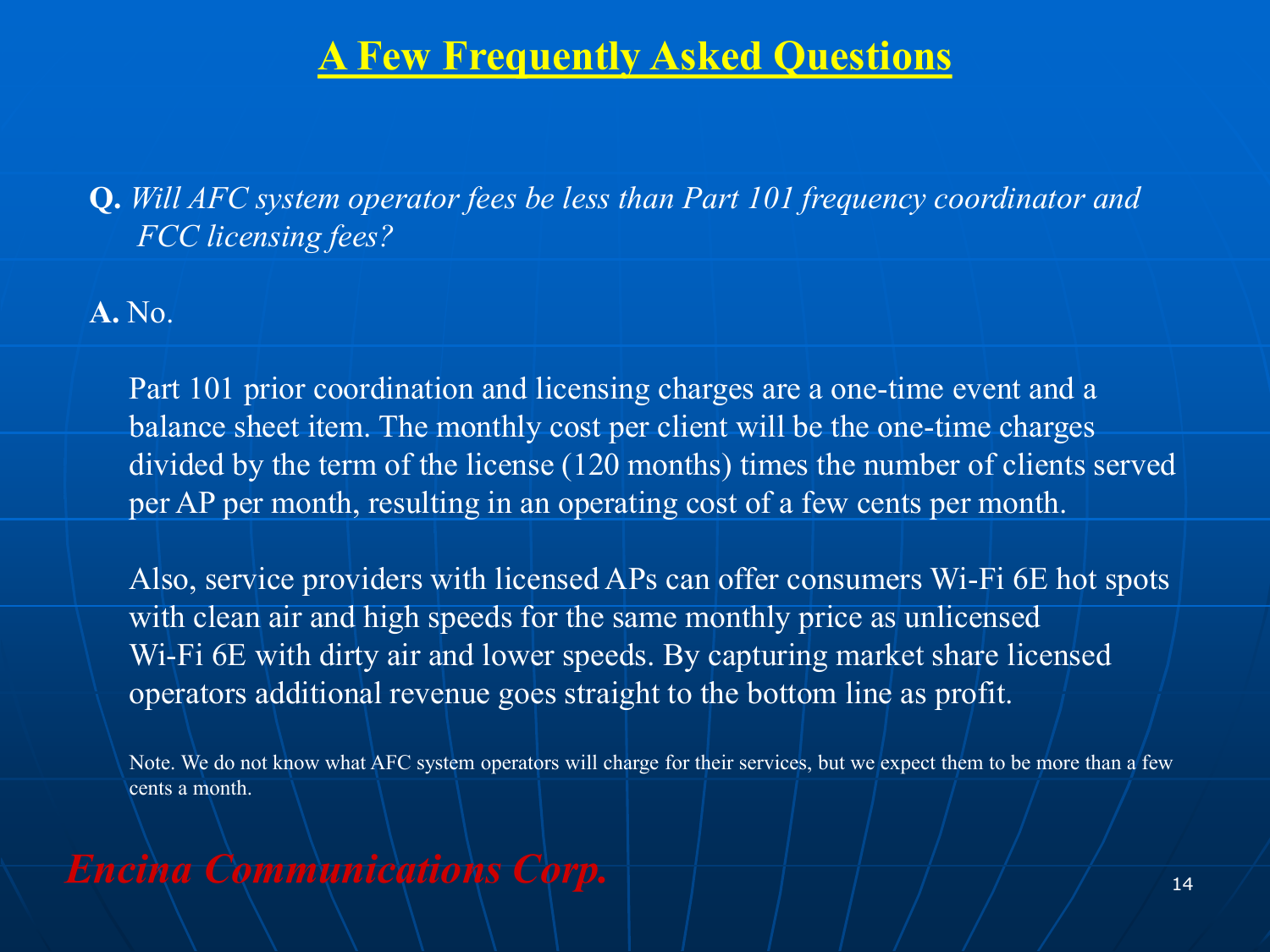# A Few Frequently Asked Questions

**Q.** *Will AFC system operator fees be less than Part 101 frequency coordinator and FCC licensing fees?*

**A.** No.

Part 101 prior coordination and licensing charges are a one-time event and a balance sheet item. The monthly cost per client will be the one-time charges divided by the term of the license (120 months) times the number of clients served per AP per month, resulting in an operating cost of a few cents per month.

Also, service providers with licensed APs can offer consumers Wi-Fi 6E hot spots with clean air and high speeds for the same monthly price as unlicensed Wi-Fi 6E with dirty air and lower speeds. By capturing market share licensed operators additional revenue goes straight to the bottom line as profit.

Note. We do not know what AFC system operators will charge for their services, but we expect them to be more than a few cents a month.

*Encina Communications Corp.*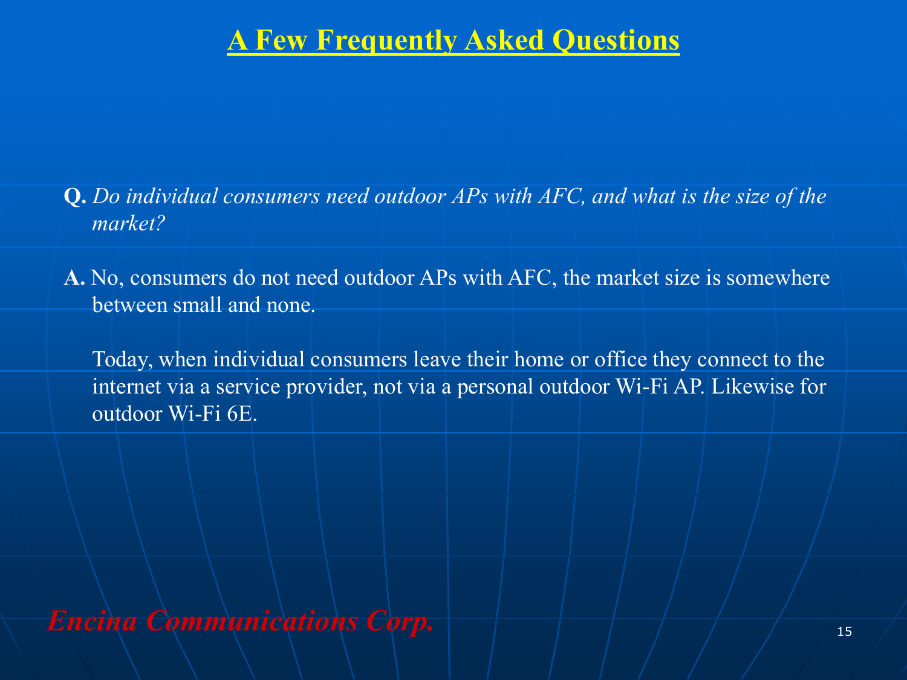# A Few Frequently Asked Questions

**Q.** *Do individual consumers need outdoor APs with AFC, and what is the size of the market?*

**A.** No, consumers do not need outdoor APs with AFC, the market size is somewhere between small and none.

Today, when individual consumers leave their home or office they connect to the internet via a service provider, not via a personal outdoor Wi-Fi AP. Likewise for outdoor Wi-Fi 6E.

*Encina Communications Corp.*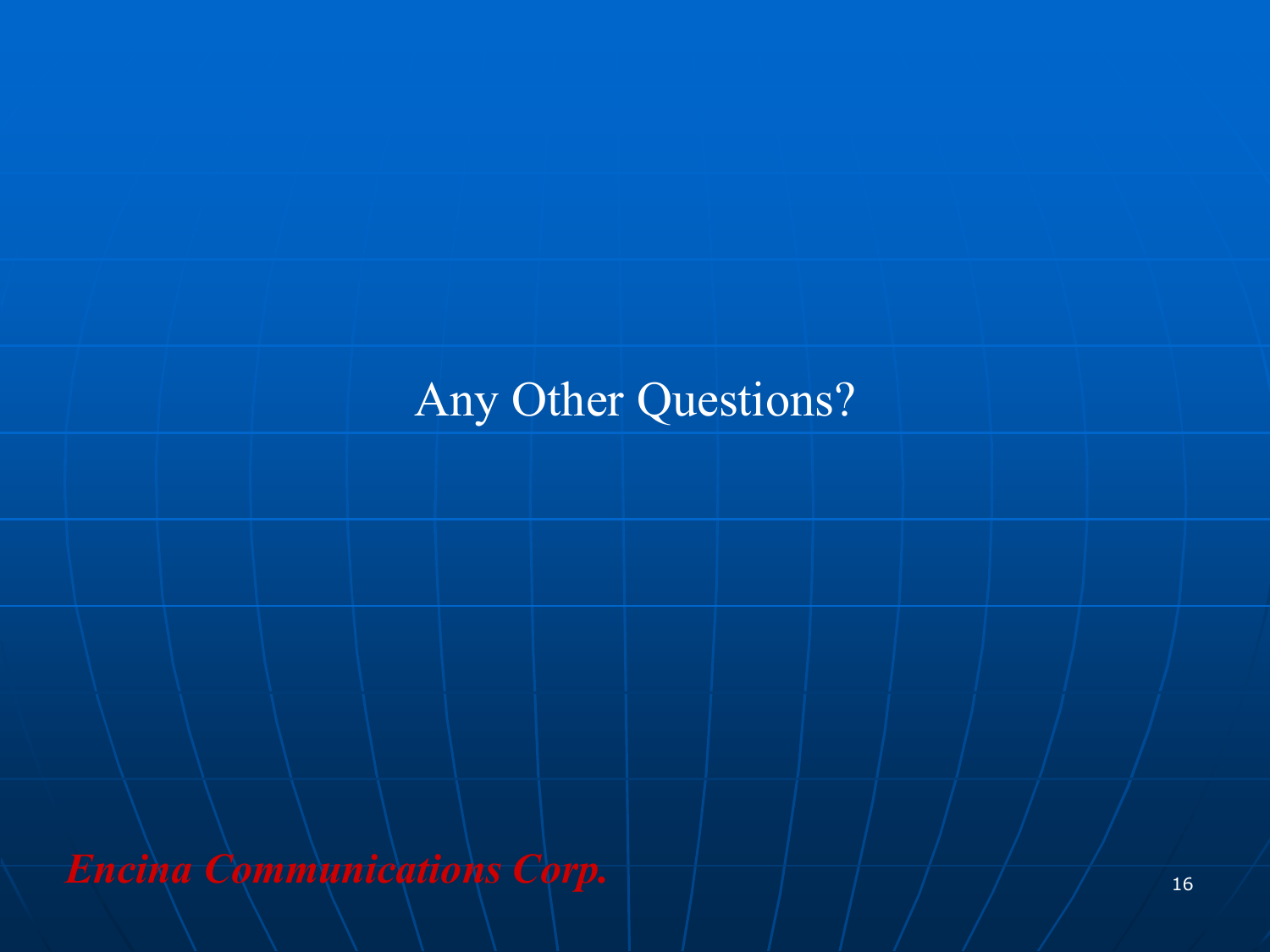Any Other Questions?

*Encina Communications Corp.*